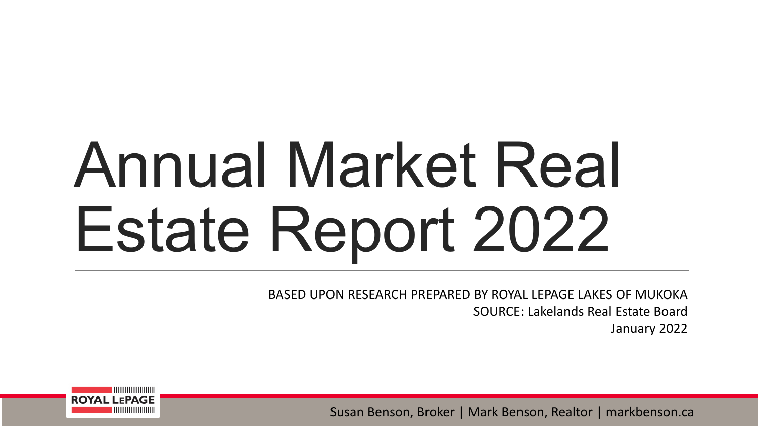# Annual Market Real Estate Report 2022

BASED UPON RESEARCH PREPARED BY ROYAL LEPAGE LAKES OF MUKOKA
SOURCE: Lakelands Real Estate Board
January 2022

ROYAL LEPAGE

Susan Benson, Broker | Mark Benson, Realtor | markbenson.ca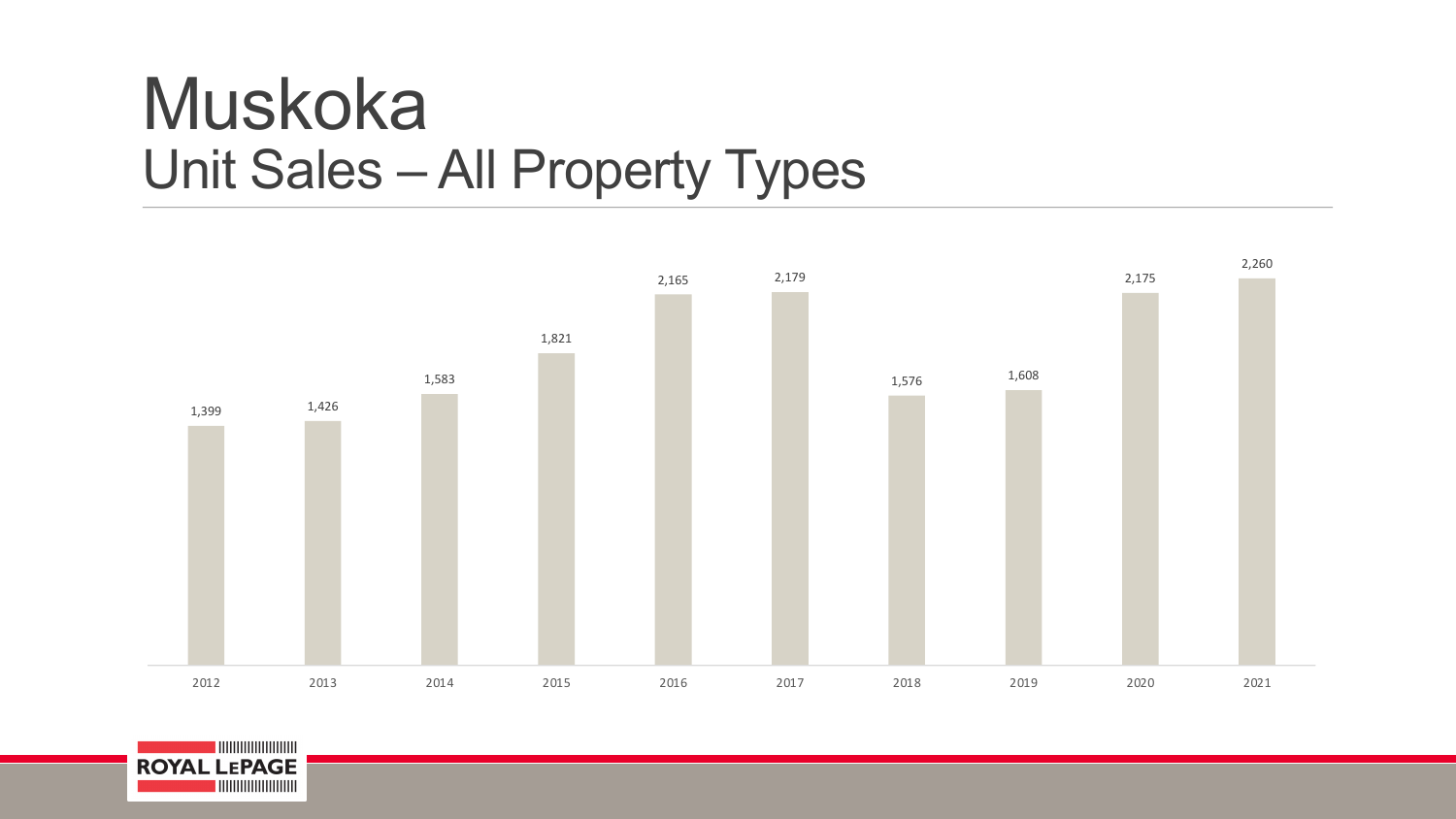# Muskoka
## Unit Sales – All Property Types

| Year | Unit Sales |
|---|---|
| 2012 | 1,399 |
| 2013 | 1,426 |
| 2014 | 1,583 |
| 2015 | 1,821 |
| 2016 | 2,165 |
| 2017 | 2,179 |
| 2018 | 1,576 |
| 2019 | 1,608 |
| 2020 | 2,175 |
| 2021 | 2,260 |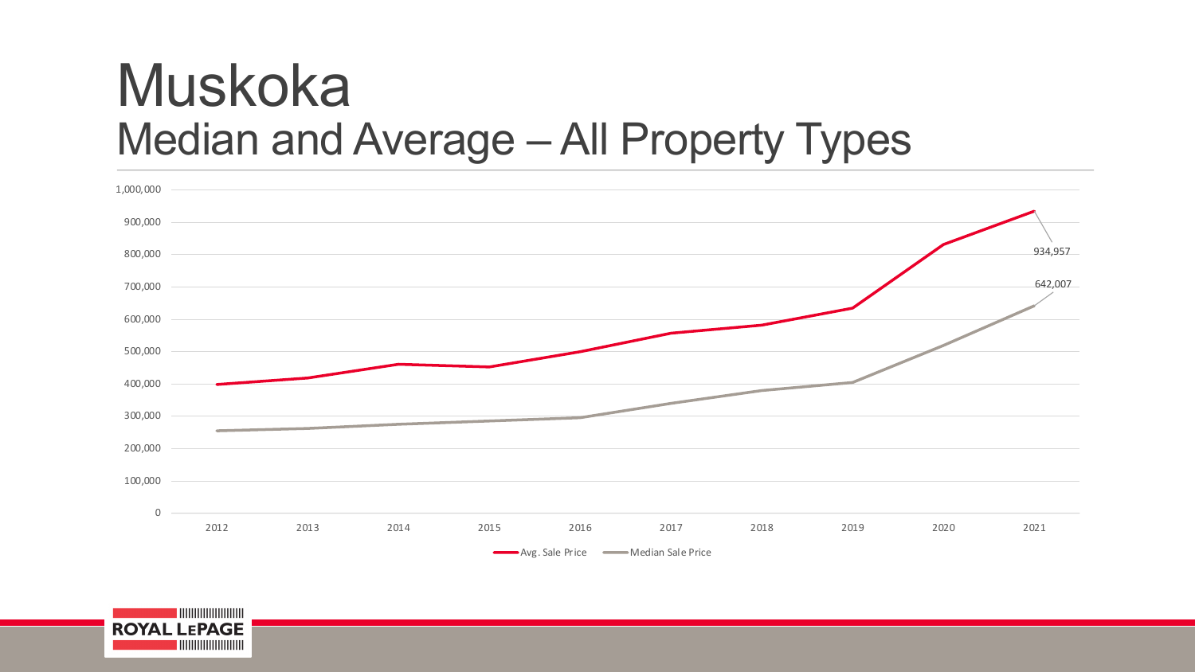# Muskoka

## Median and Average – All Property Types

1,000,000
900,000
800,000
700,000
600,000
500,000
400,000
300,000
200,000
100,000
0

2012 2013 2014 2015 2016 2017 2018 2019 2020 2021

934,957

642,007

Avg. Sale Price Median Sale Price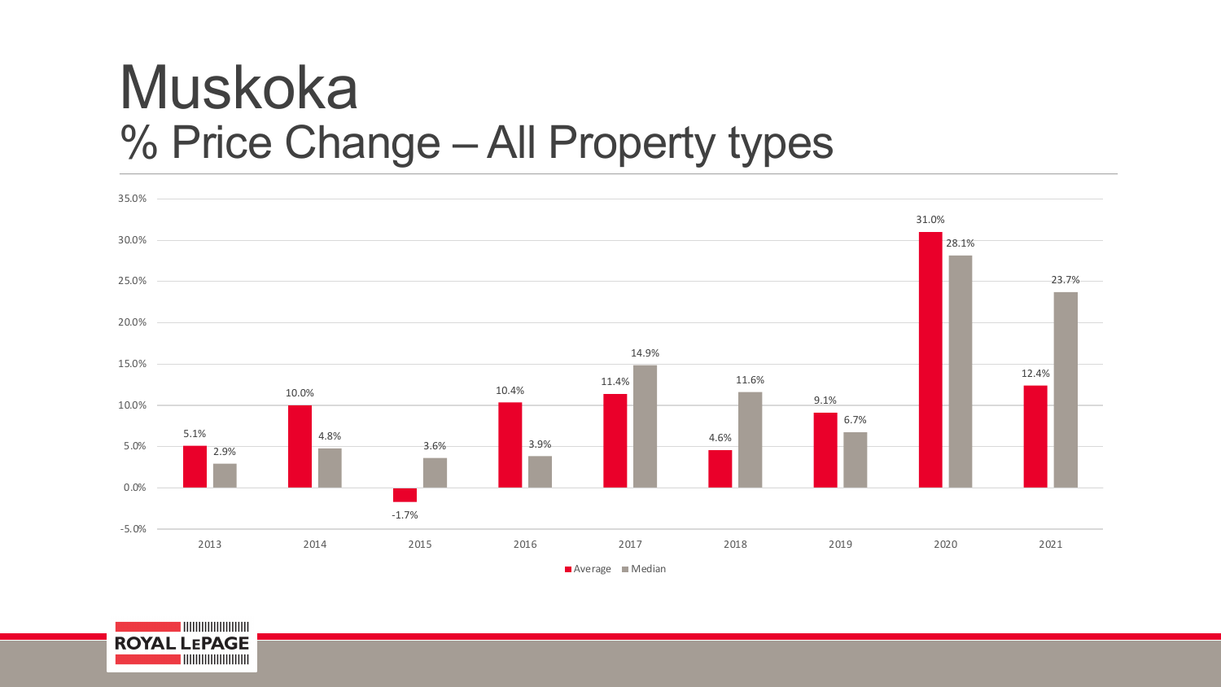# Muskoka

## % Price Change – All Property types

| Year | Average | Median |
|---|---|---|
| 2013 | 5.1% | 2.9% |
| 2014 | 10.0% | 4.8% |
| 2015 | -1.7% | 3.6% |
| 2016 | 10.4% | 3.9% |
| 2017 | 11.4% | 14.9% |
| 2018 | 4.6% | 11.6% |
| 2019 | 9.1% | 6.7% |
| 2020 | 31.0% | 28.1% |
| 2021 | 12.4% | 23.7% |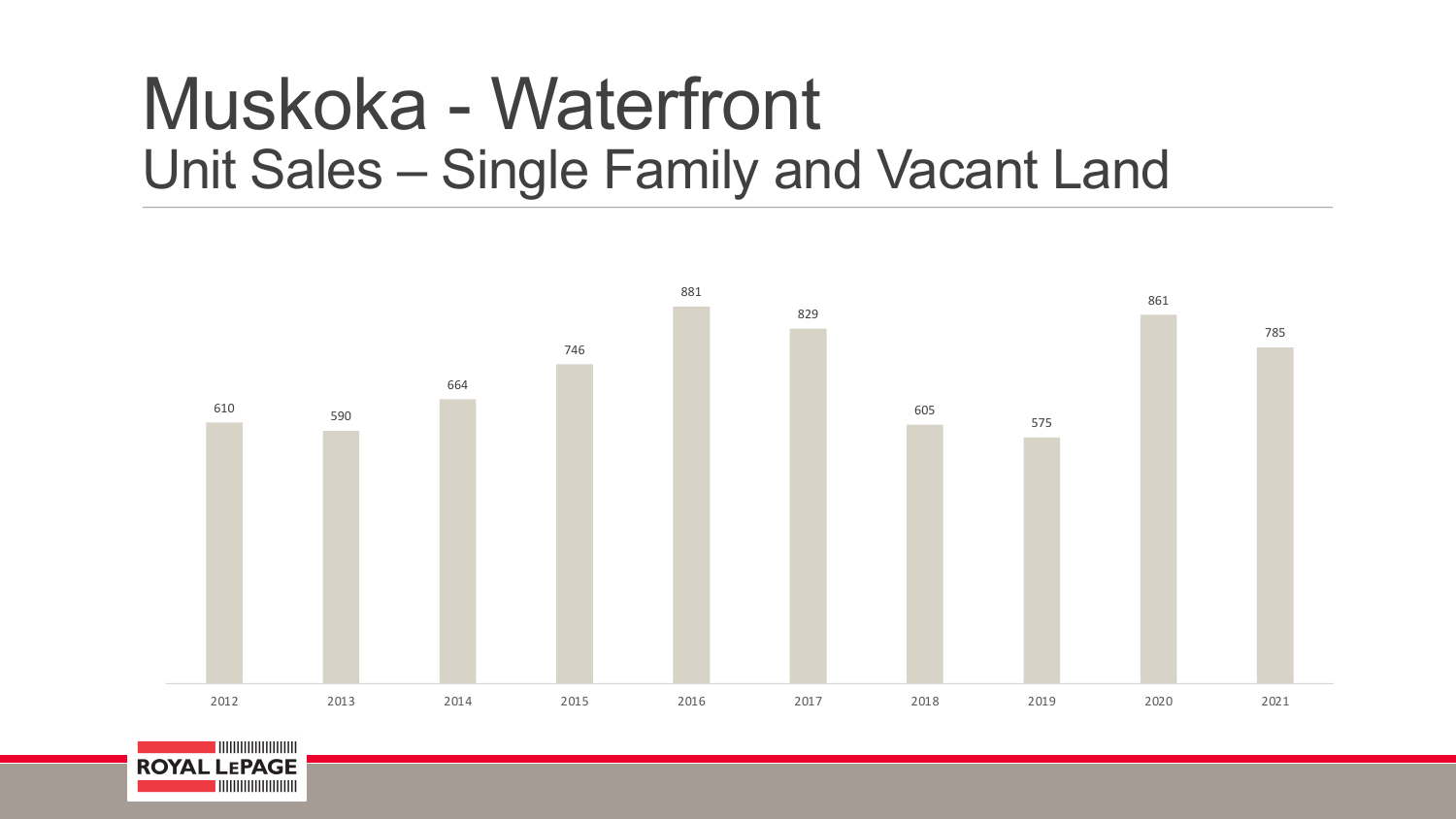# Muskoka - Waterfront
## Unit Sales – Single Family and Vacant Land

| Year | Unit Sales |
|---|---|
| 2012 | 610 |
| 2013 | 590 |
| 2014 | 664 |
| 2015 | 746 |
| 2016 | 881 |
| 2017 | 829 |
| 2018 | 605 |
| 2019 | 575 |
| 2020 | 861 |
| 2021 | 785 |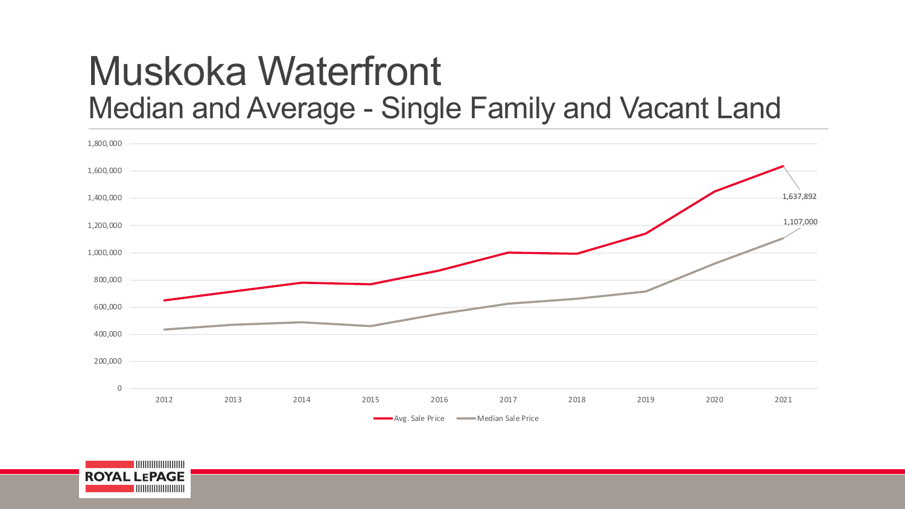# Muskoka Waterfront

## Median and Average - Single Family and Vacant Land

1,800,000
1,600,000
1,400,000
1,200,000
1,000,000
800,000
600,000
400,000
200,000
0

2012 2013 2014 2015 2016 2017 2018 2019 2020 2021

1,637,892

1,107,000

Avg. Sale Price — Median Sale Price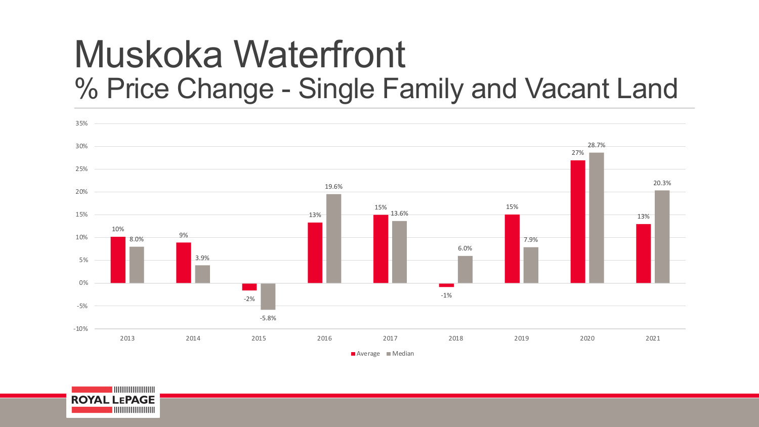# Muskoka Waterfront

## % Price Change - Single Family and Vacant Land

| Year | Average | Median |
|---|---|---|
| 2013 | 10% | 8.0% |
| 2014 | 9% | 3.9% |
| 2015 | -2% | -5.8% |
| 2016 | 13% | 19.6% |
| 2017 | 15% | 13.6% |
| 2018 | -1% | 6.0% |
| 2019 | 15% | 7.9% |
| 2020 | 27% | 28.7% |
| 2021 | 13% | 20.3% |

ROYAL LEPAGE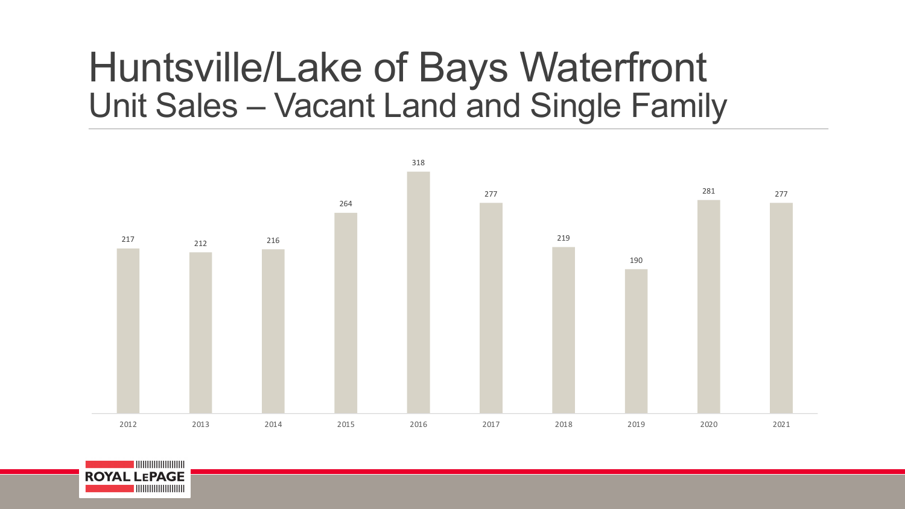# Huntsville/Lake of Bays Waterfront
## Unit Sales – Vacant Land and Single Family

| Year | Unit Sales |
|---|---|
| 2012 | 217 |
| 2013 | 212 |
| 2014 | 216 |
| 2015 | 264 |
| 2016 | 318 |
| 2017 | 277 |
| 2018 | 219 |
| 2019 | 190 |
| 2020 | 281 |
| 2021 | 277 |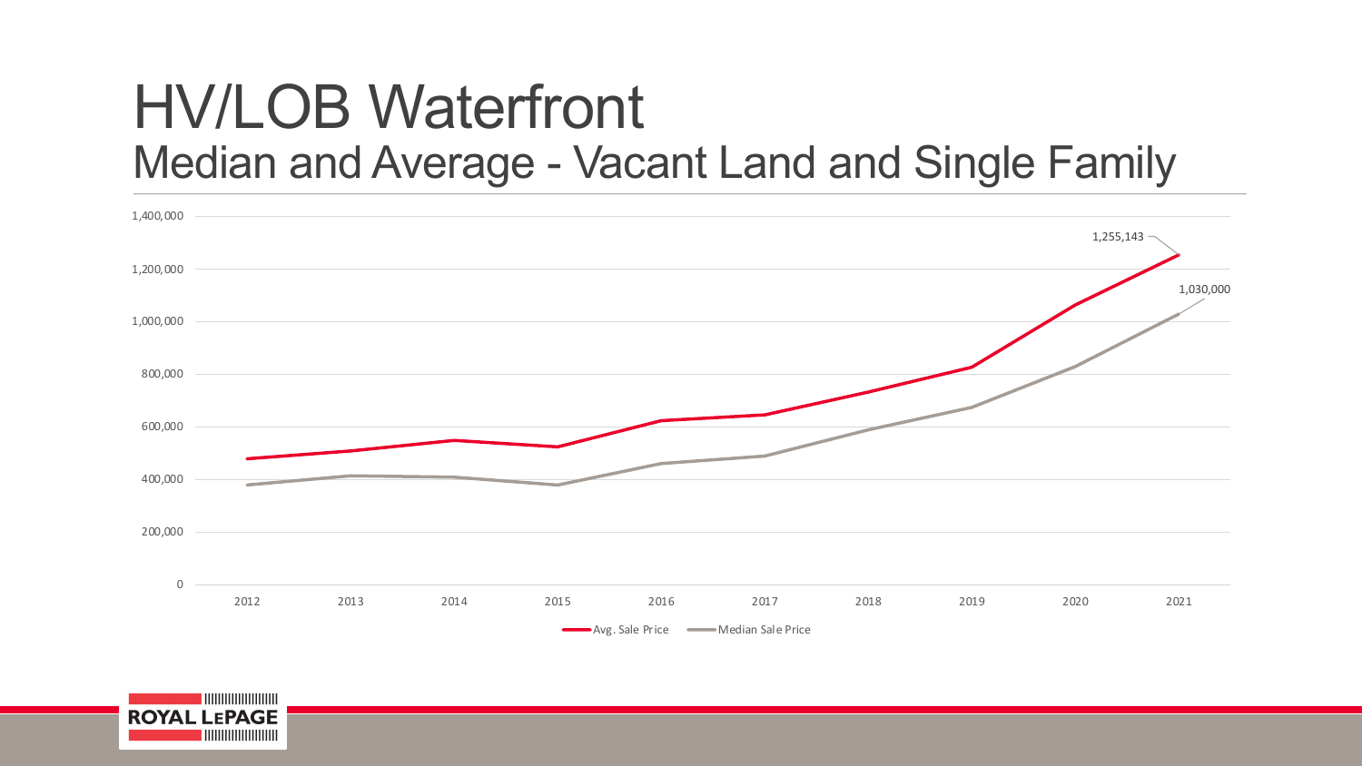# HV/LOB Waterfront

## Median and Average - Vacant Land and Single Family

1,400,000
1,200,000
1,000,000
800,000
600,000
400,000
200,000
0

2012 2013 2014 2015 2016 2017 2018 2019 2020 2021

1,255,143

1,030,000

Avg. Sale Price — Median Sale Price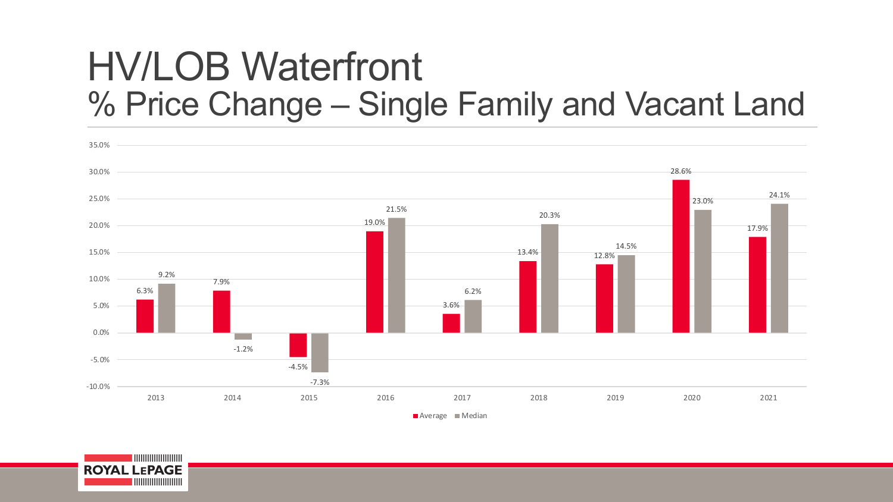# HV/LOB Waterfront
## % Price Change – Single Family and Vacant Land

| Year | Average | Median |
|---|---|---|
| 2013 | 6.3% | 9.2% |
| 2014 | 7.9% | -1.2% |
| 2015 | -4.5% | -7.3% |
| 2016 | 19.0% | 21.5% |
| 2017 | 3.6% | 6.2% |
| 2018 | 13.4% | 20.3% |
| 2019 | 12.8% | 14.5% |
| 2020 | 28.6% | 23.0% |
| 2021 | 17.9% | 24.1% |

ROYAL LEPAGE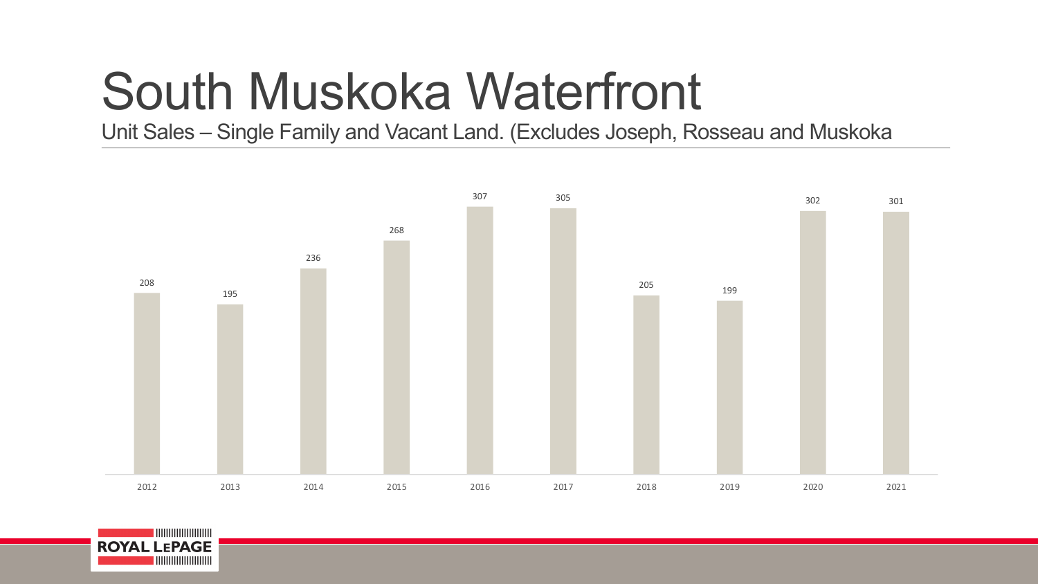# South Muskoka Waterfront

Unit Sales – Single Family and Vacant Land. (Excludes Joseph, Rosseau and Muskoka

| Year | Unit Sales |
|---|---|
| 2012 | 208 |
| 2013 | 195 |
| 2014 | 236 |
| 2015 | 268 |
| 2016 | 307 |
| 2017 | 305 |
| 2018 | 205 |
| 2019 | 199 |
| 2020 | 302 |
| 2021 | 301 |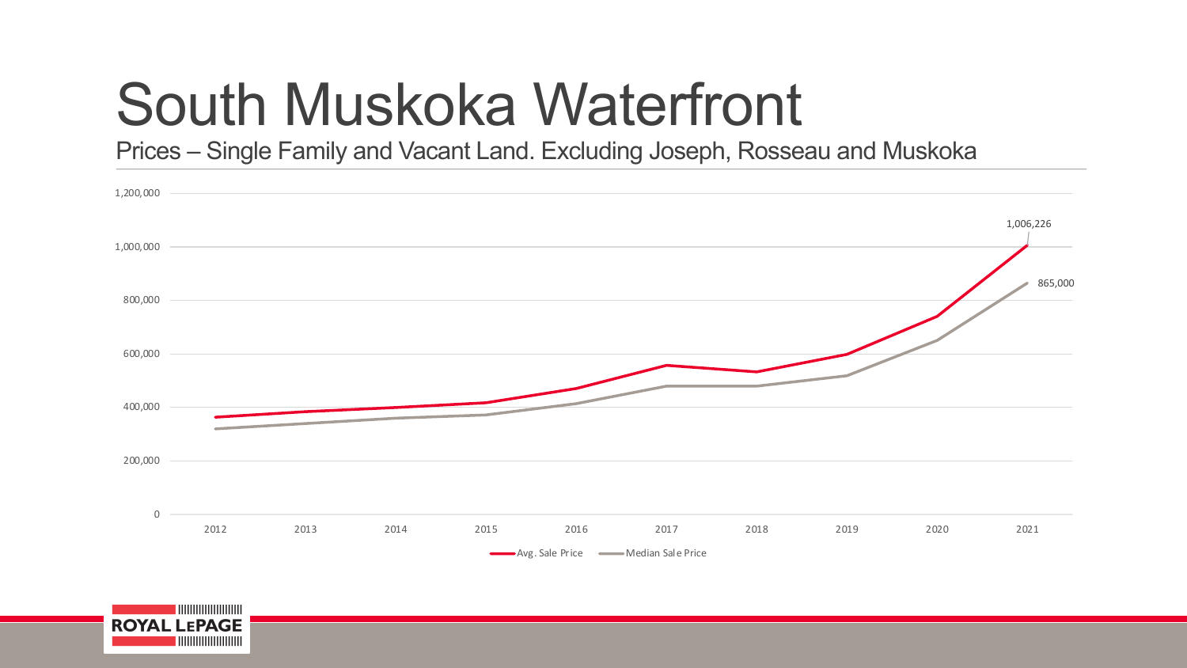# South Muskoka Waterfront

Prices – Single Family and Vacant Land. Excluding Joseph, Rosseau and Muskoka

1,200,000
1,000,000
800,000
600,000
400,000
200,000
0

2012 2013 2014 2015 2016 2017 2018 2019 2020 2021

1,006,226

865,000

Avg. Sale Price — Median Sale Price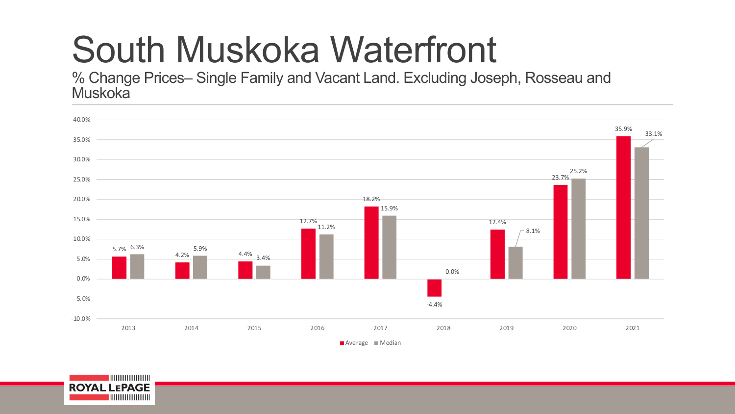# South Muskoka Waterfront

% Change Prices– Single Family and Vacant Land. Excluding Joseph, Rosseau and Muskoka

| Year | Average | Median |
|---|---|---|
| 2013 | 5.7% | 6.3% |
| 2014 | 4.2% | 5.9% |
| 2015 | 4.4% | 3.4% |
| 2016 | 12.7% | 11.2% |
| 2017 | 18.2% | 15.9% |
| 2018 | -4.4% | 0.0% |
| 2019 | 12.4% | 8.1% |
| 2020 | 23.7% | 25.2% |
| 2021 | 35.9% | 33.1% |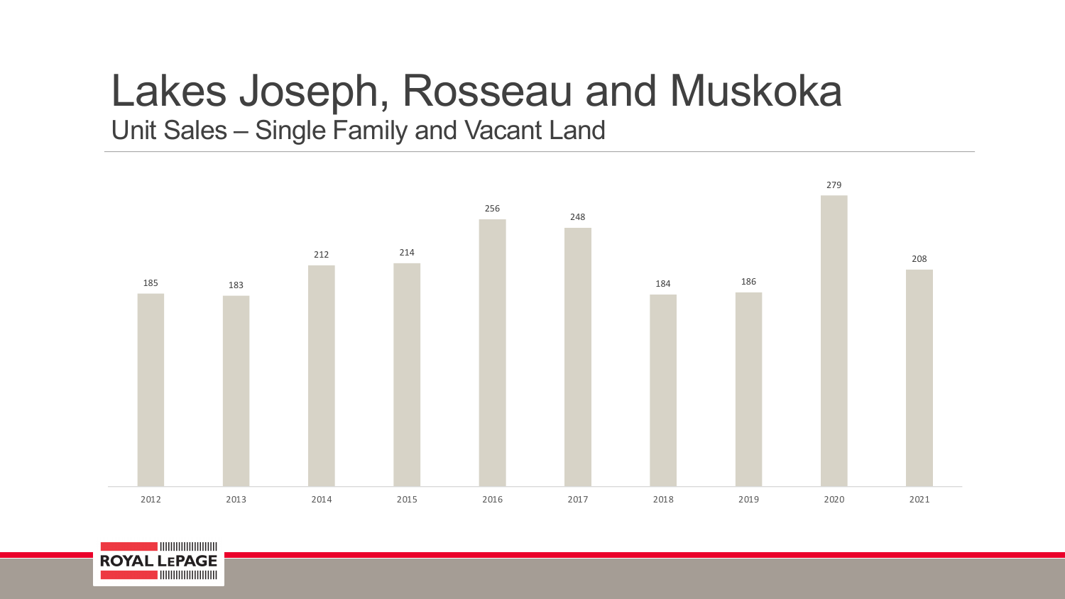# Lakes Joseph, Rosseau and Muskoka

## Unit Sales – Single Family and Vacant Land

| Year | Unit Sales |
|---|---|
| 2012 | 185 |
| 2013 | 183 |
| 2014 | 212 |
| 2015 | 214 |
| 2016 | 256 |
| 2017 | 248 |
| 2018 | 184 |
| 2019 | 186 |
| 2020 | 279 |
| 2021 | 208 |

ROYAL LEPAGE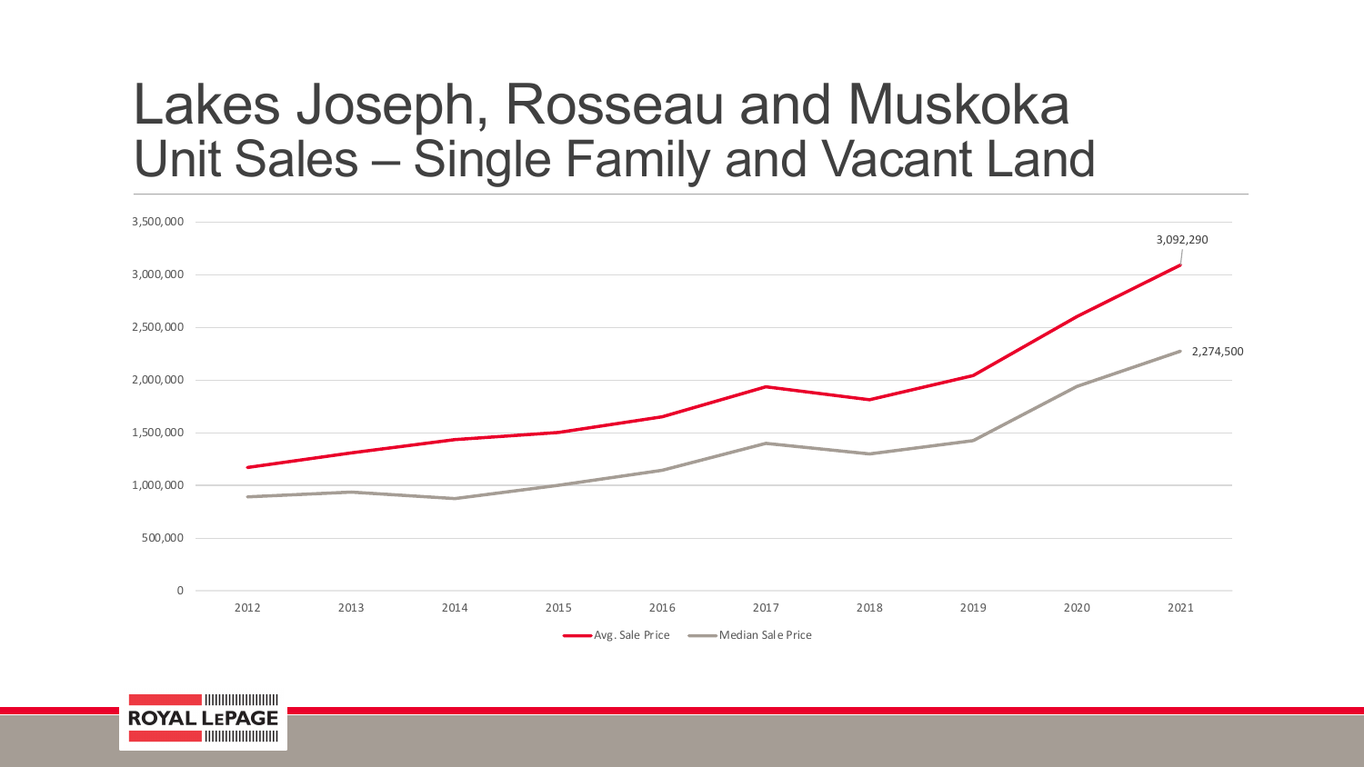# Lakes Joseph, Rosseau and Muskoka
## Unit Sales – Single Family and Vacant Land

3,500,000
3,000,000
2,500,000
2,000,000
1,500,000
1,000,000
500,000
0

2012 2013 2014 2015 2016 2017 2018 2019 2020 2021

3,092,290

2,274,500

Avg. Sale Price — Median Sale Price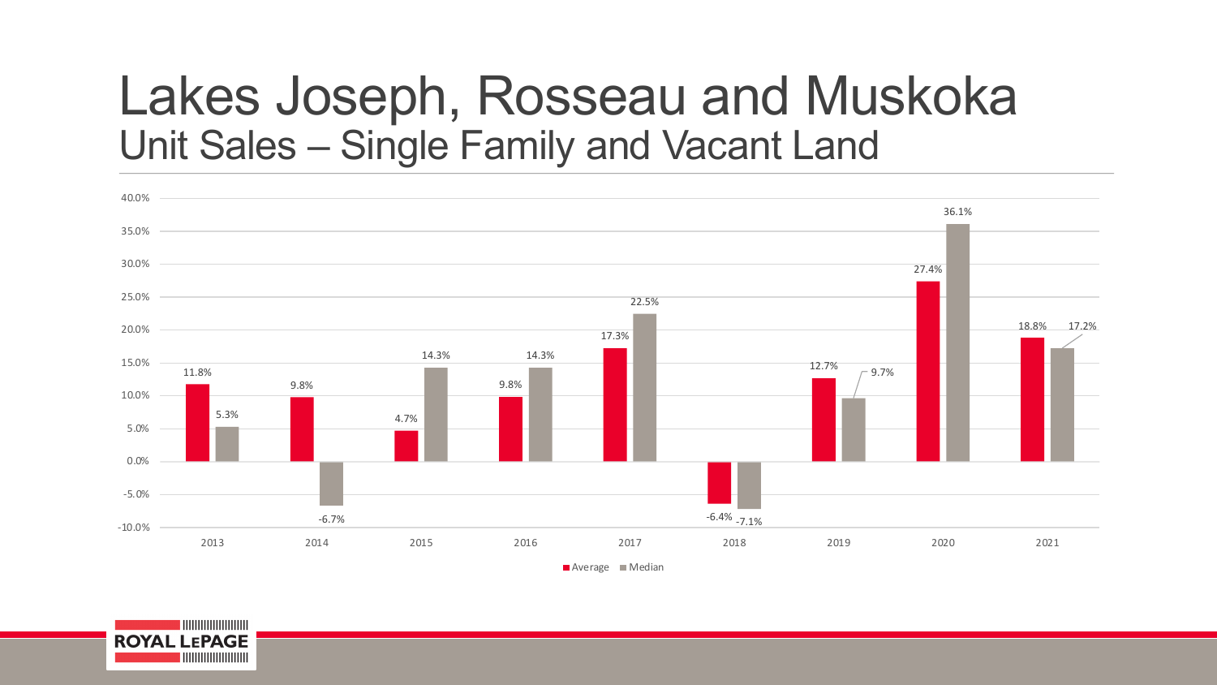# Lakes Joseph, Rosseau and Muskoka

## Unit Sales – Single Family and Vacant Land

| Year | Average | Median |
| --- | --- | --- |
| 2013 | 11.8% | 5.3% |
| 2014 | 9.8% | -6.7% |
| 2015 | 4.7% | 14.3% |
| 2016 | 9.8% | 14.3% |
| 2017 | 17.3% | 22.5% |
| 2018 | -6.4% | -7.1% |
| 2019 | 12.7% | 9.7% |
| 2020 | 27.4% | 36.1% |
| 2021 | 18.8% | 17.2% |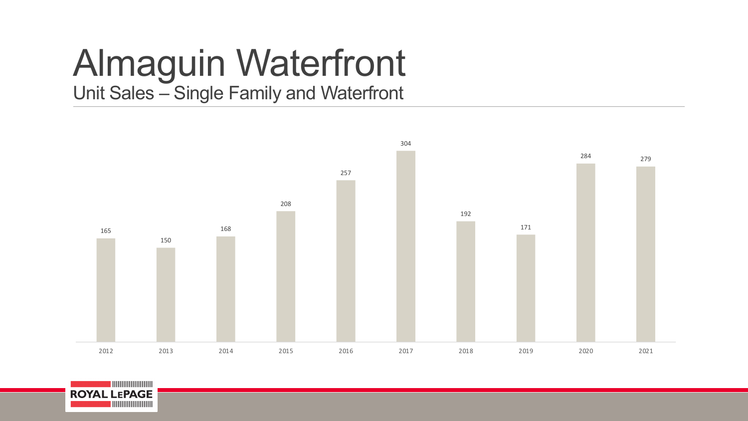# Almaguin Waterfront

## Unit Sales – Single Family and Waterfront

| Year | Unit Sales |
|---|---|
| 2012 | 165 |
| 2013 | 150 |
| 2014 | 168 |
| 2015 | 208 |
| 2016 | 257 |
| 2017 | 304 |
| 2018 | 192 |
| 2019 | 171 |
| 2020 | 284 |
| 2021 | 279 |

ROYAL LEPAGE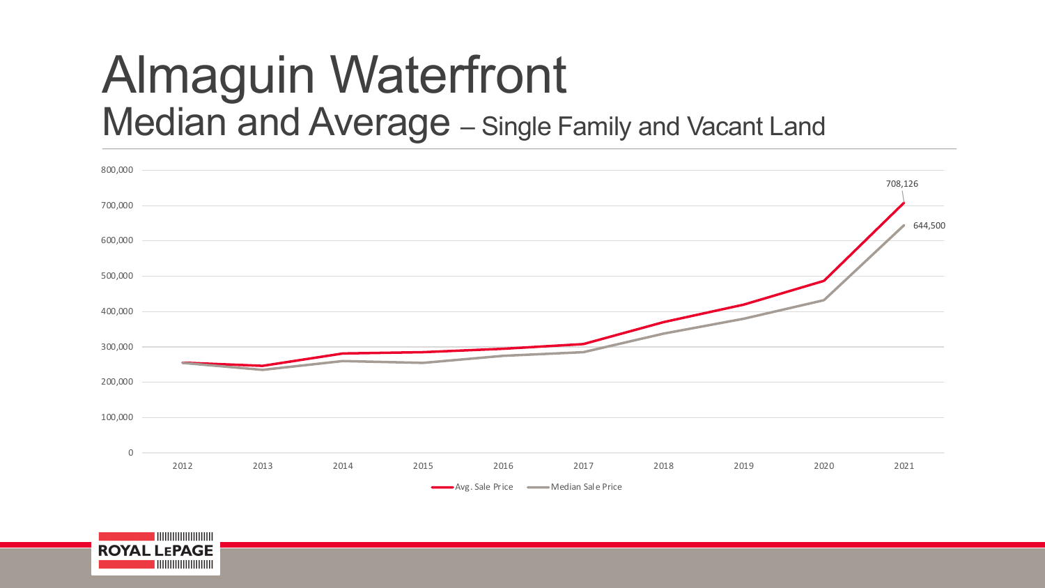# Almaguin Waterfront

## Median and Average – Single Family and Vacant Land

800,000
700,000
600,000
500,000
400,000
300,000
200,000
100,000
0

2012 2013 2014 2015 2016 2017 2018 2019 2020 2021

708,126

644,500

Avg. Sale Price    Median Sale Price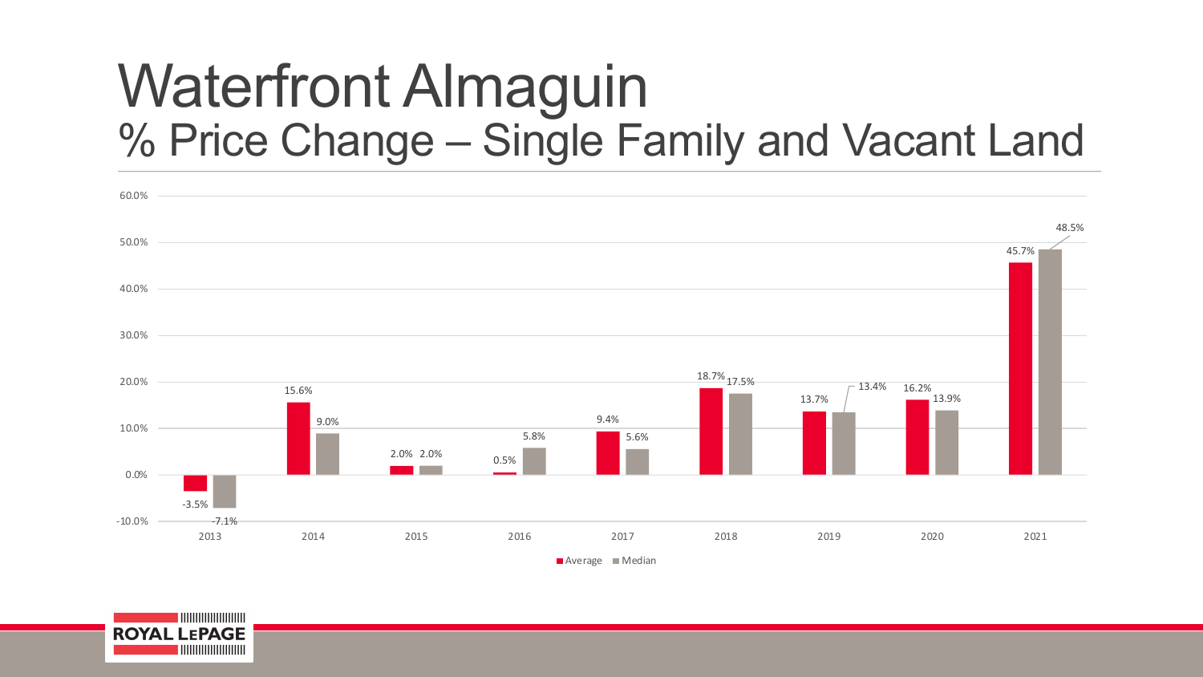# Waterfront Almaguin

## % Price Change – Single Family and Vacant Land

| Year | Average | Median |
|---|---|---|
| 2013 | -3.5% | -7.1% |
| 2014 | 15.6% | 9.0% |
| 2015 | 2.0% | 2.0% |
| 2016 | 0.5% | 5.8% |
| 2017 | 9.4% | 5.6% |
| 2018 | 18.7% | 17.5% |
| 2019 | 13.7% | 13.4% |
| 2020 | 16.2% | 13.9% |
| 2021 | 45.7% | 48.5% |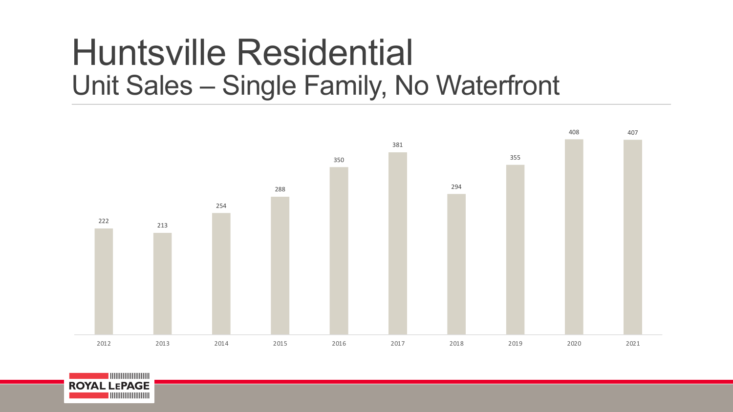# Huntsville Residential
## Unit Sales – Single Family, No Waterfront

| Year | Unit Sales |
|---|---|
| 2012 | 222 |
| 2013 | 213 |
| 2014 | 254 |
| 2015 | 288 |
| 2016 | 350 |
| 2017 | 381 |
| 2018 | 294 |
| 2019 | 355 |
| 2020 | 408 |
| 2021 | 407 |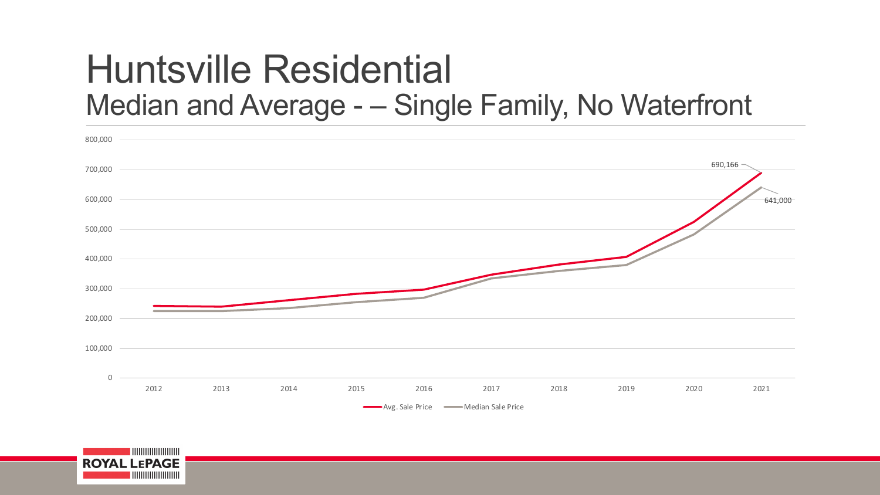# Huntsville Residential

## Median and Average - – Single Family, No Waterfront

800,000
700,000
600,000
500,000
400,000
300,000
200,000
100,000
0

2012 2013 2014 2015 2016 2017 2018 2019 2020 2021

690,166

641,000

Avg. Sale Price — Median Sale Price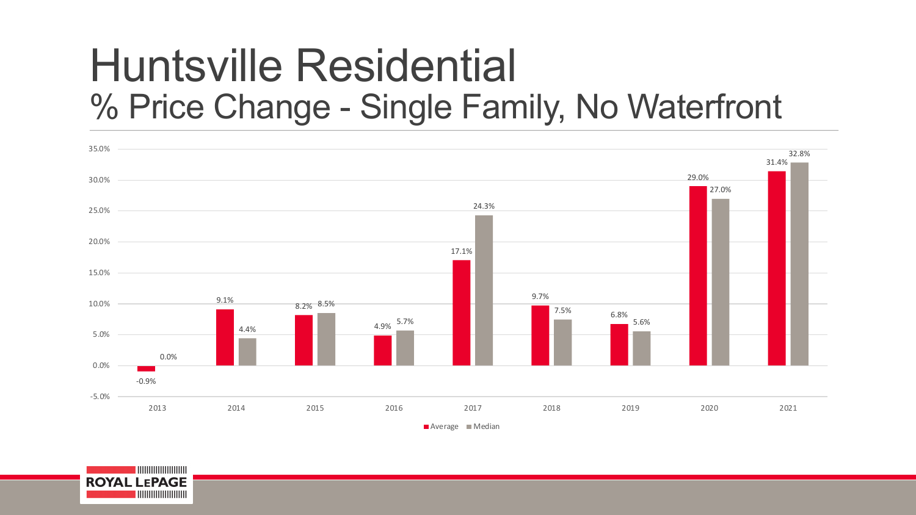# Huntsville Residential

## % Price Change - Single Family, No Waterfront

| Year | Average | Median |
|---|---|---|
| 2013 | -0.9% | 0.0% |
| 2014 | 9.1% | 4.4% |
| 2015 | 8.2% | 8.5% |
| 2016 | 4.9% | 5.7% |
| 2017 | 17.1% | 24.3% |
| 2018 | 9.7% | 7.5% |
| 2019 | 6.8% | 5.6% |
| 2020 | 29.0% | 27.0% |
| 2021 | 31.4% | 32.8% |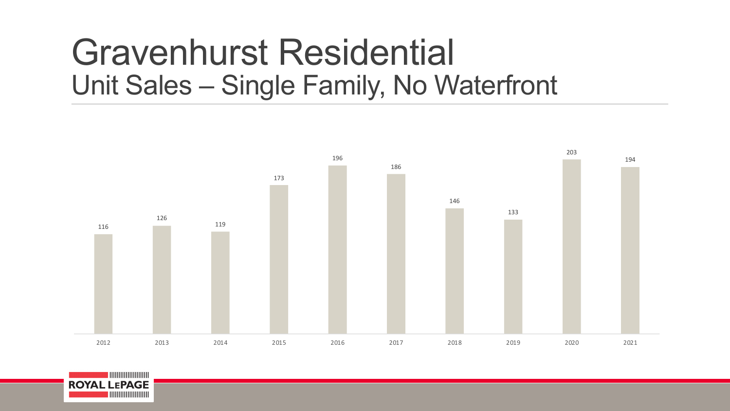# Gravenhurst Residential
## Unit Sales – Single Family, No Waterfront

| Year | Unit Sales |
|---|---|
| 2012 | 116 |
| 2013 | 126 |
| 2014 | 119 |
| 2015 | 173 |
| 2016 | 196 |
| 2017 | 186 |
| 2018 | 146 |
| 2019 | 133 |
| 2020 | 203 |
| 2021 | 194 |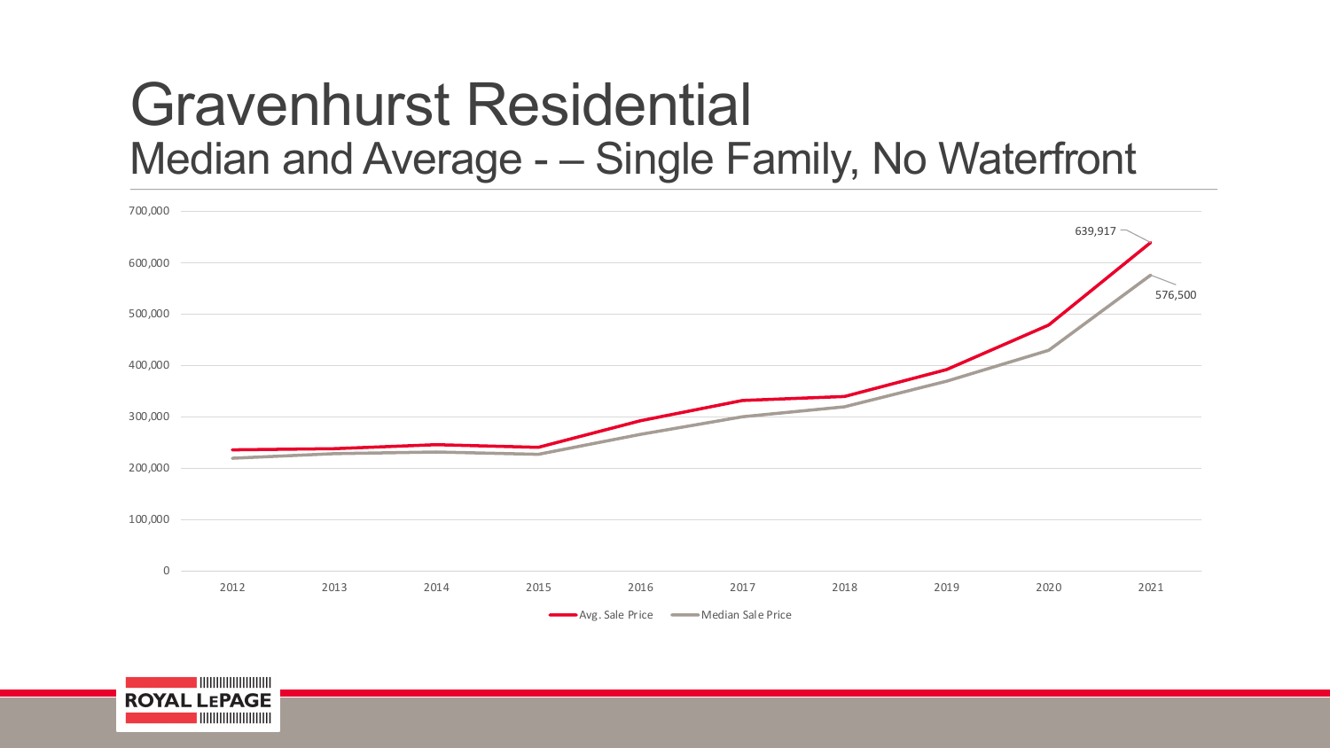# Gravenhurst Residential

## Median and Average - – Single Family, No Waterfront

700,000
600,000
500,000
400,000
300,000
200,000
100,000
0

2012 2013 2014 2015 2016 2017 2018 2019 2020 2021

639,917

576,500

Avg. Sale Price — Median Sale Price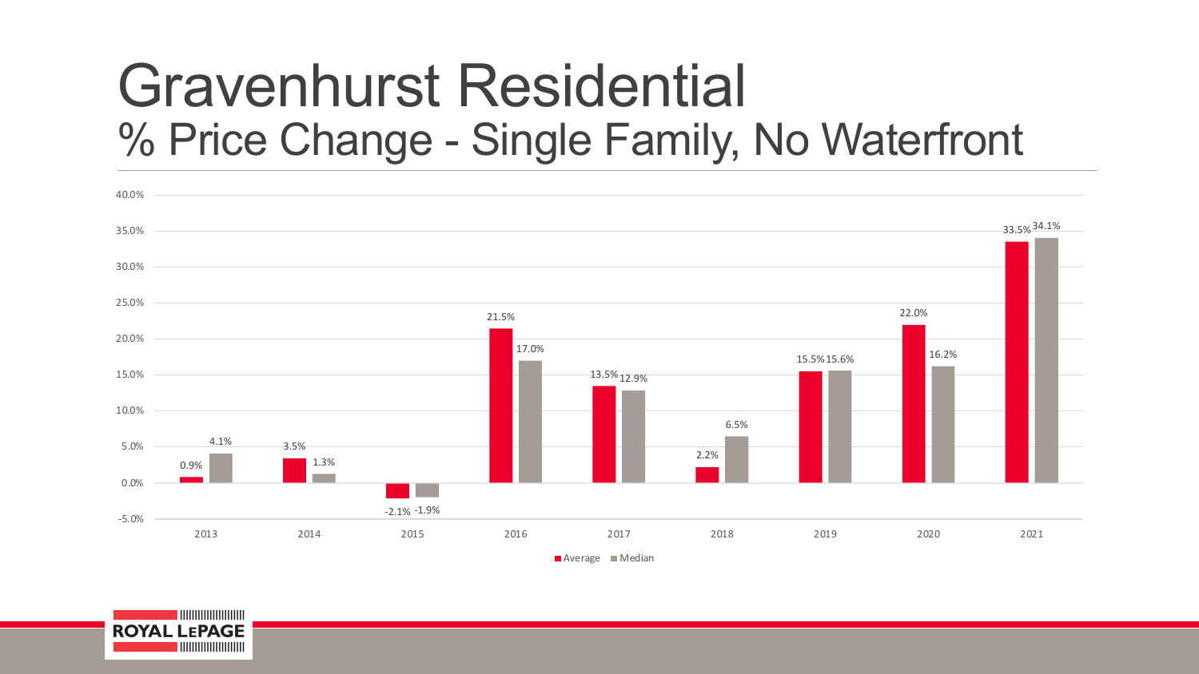# Gravenhurst Residential

## % Price Change - Single Family, No Waterfront

| Year | Average | Median |
|---|---|---|
| 2013 | 0.9% | 4.1% |
| 2014 | 3.5% | 1.3% |
| 2015 | -2.1% | -1.9% |
| 2016 | 21.5% | 17.0% |
| 2017 | 13.5% | 12.9% |
| 2018 | 2.2% | 6.5% |
| 2019 | 15.5% | 15.6% |
| 2020 | 22.0% | 16.2% |
| 2021 | 33.5% | 34.1% |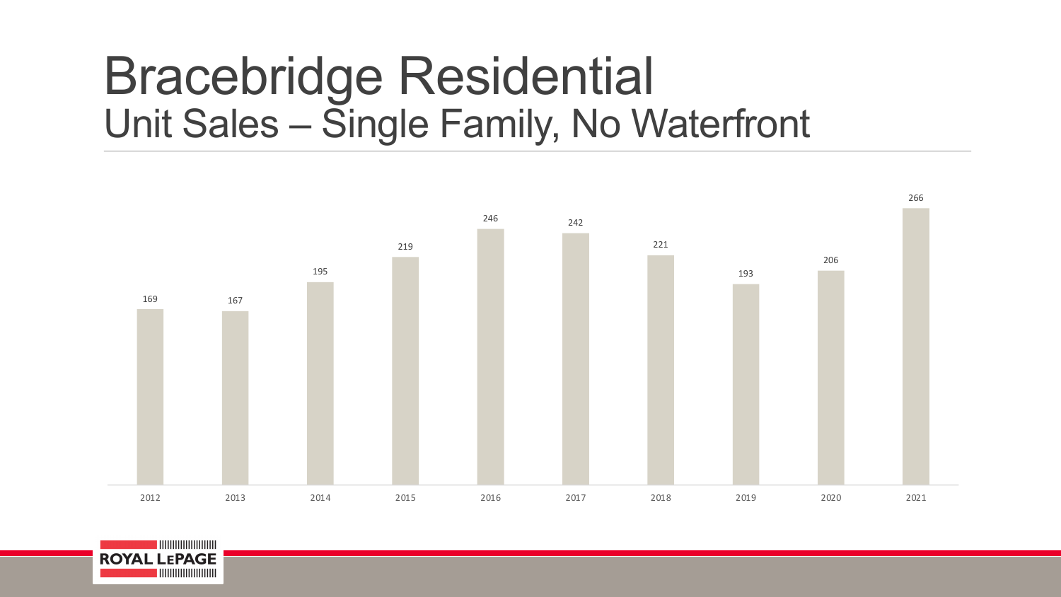# Bracebridge Residential
## Unit Sales – Single Family, No Waterfront

| Year | Unit Sales |
|---|---|
| 2012 | 169 |
| 2013 | 167 |
| 2014 | 195 |
| 2015 | 219 |
| 2016 | 246 |
| 2017 | 242 |
| 2018 | 221 |
| 2019 | 193 |
| 2020 | 206 |
| 2021 | 266 |

ROYAL LEPAGE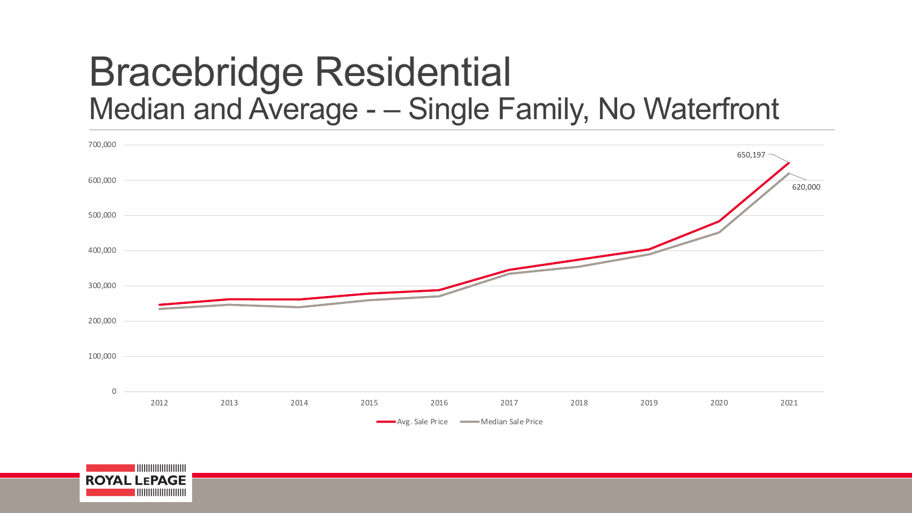# Bracebridge Residential

## Median and Average - – Single Family, No Waterfront

650,197

620,000

Avg. Sale Price — Median Sale Price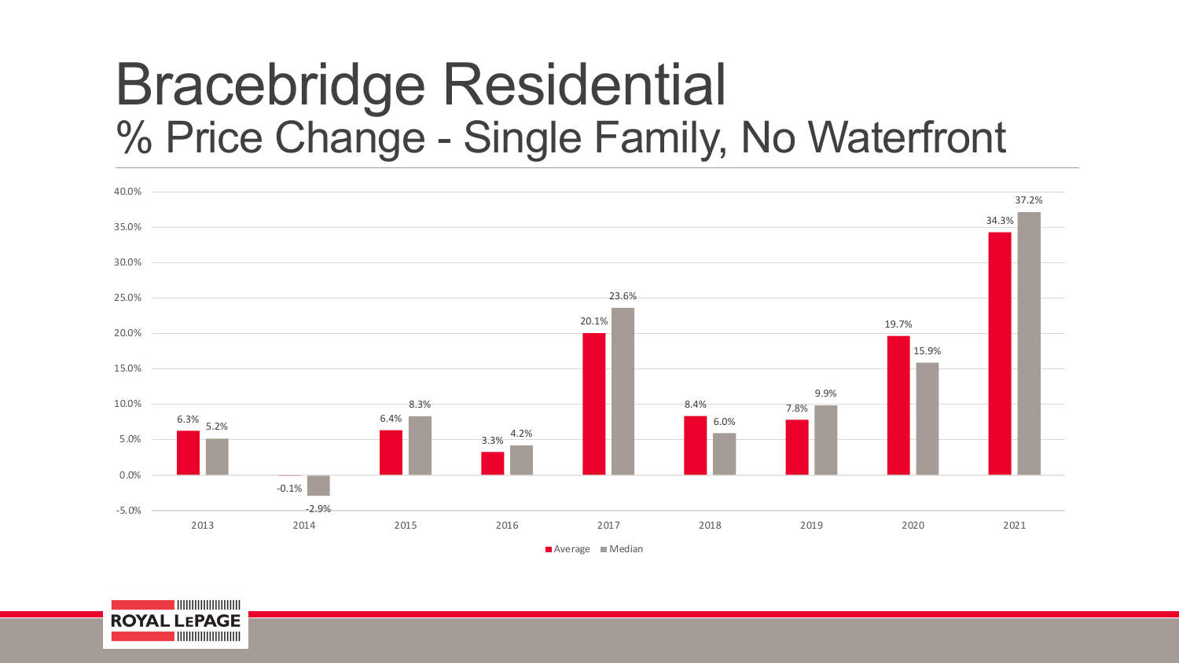# Bracebridge Residential

## % Price Change - Single Family, No Waterfront

| Year | Average | Median |
|---|---|---|
| 2013 | 6.3% | 5.2% |
| 2014 | -0.1% | -2.9% |
| 2015 | 6.4% | 8.3% |
| 2016 | 3.3% | 4.2% |
| 2017 | 20.1% | 23.6% |
| 2018 | 8.4% | 6.0% |
| 2019 | 7.8% | 9.9% |
| 2020 | 19.7% | 15.9% |
| 2021 | 34.3% | 37.2% |

ROYAL LEPAGE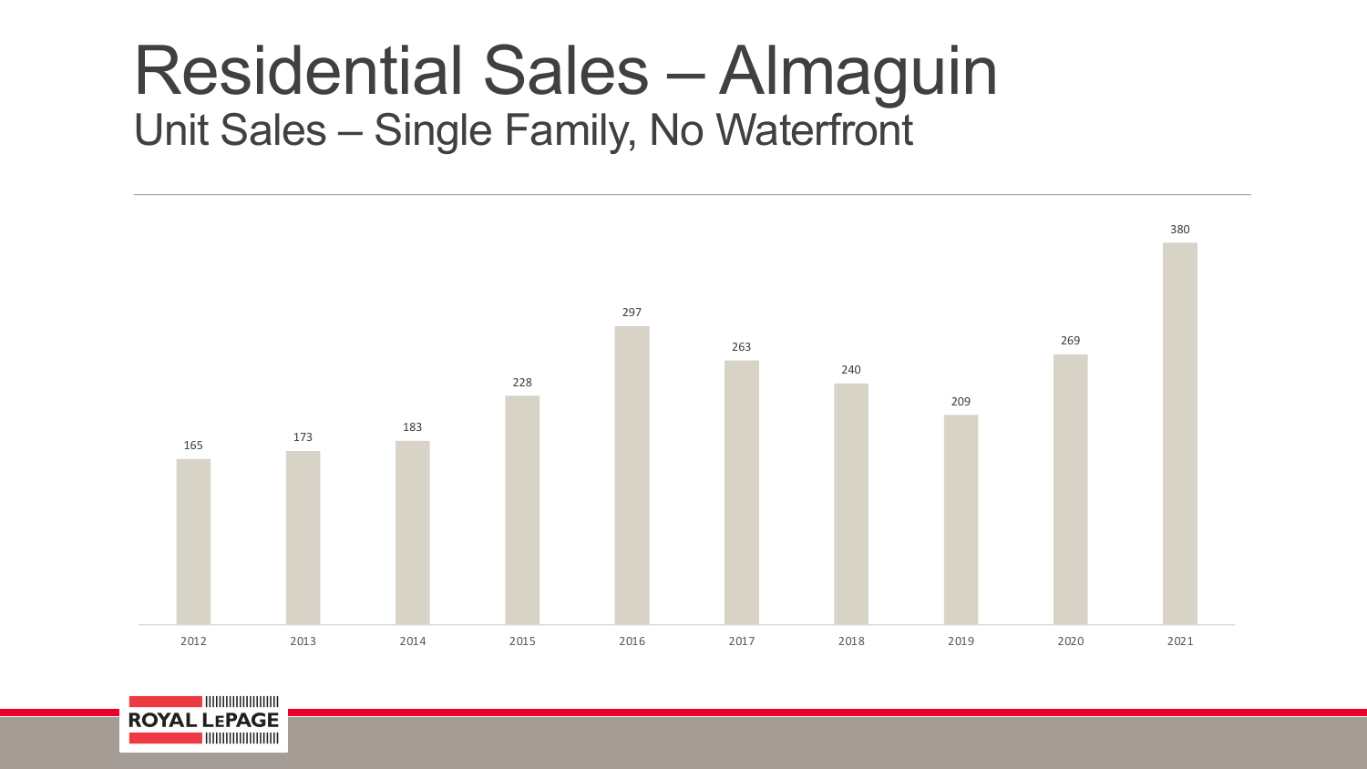# Residential Sales – Almaguin

## Unit Sales – Single Family, No Waterfront

| Year | Unit Sales |
| --- | --- |
| 2012 | 165 |
| 2013 | 173 |
| 2014 | 183 |
| 2015 | 228 |
| 2016 | 297 |
| 2017 | 263 |
| 2018 | 240 |
| 2019 | 209 |
| 2020 | 269 |
| 2021 | 380 |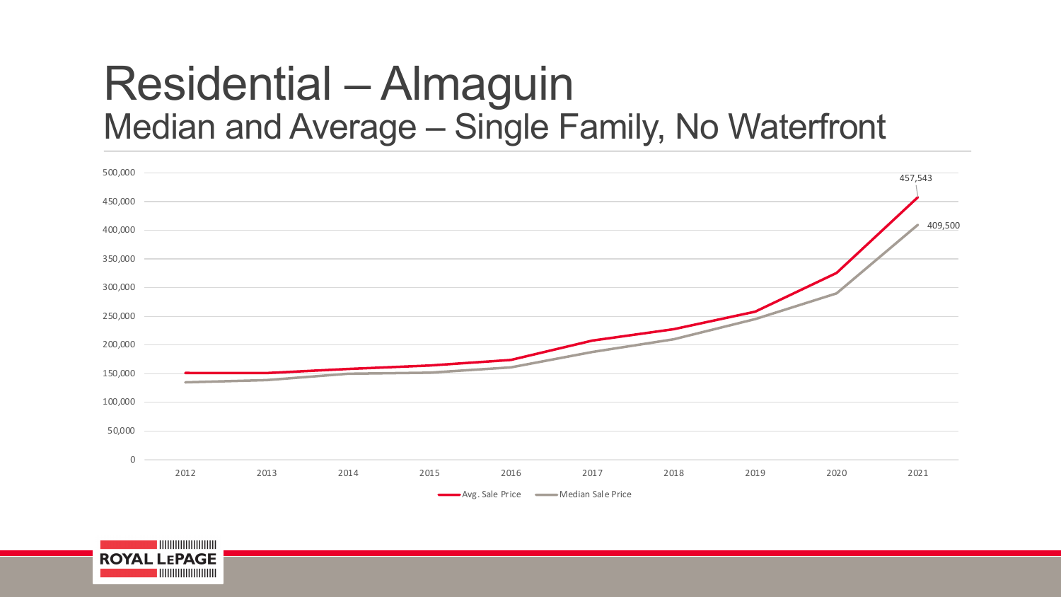# Residential – Almaguin

## Median and Average – Single Family, No Waterfront

500,000
450,000
400,000
350,000
300,000
250,000
200,000
150,000
100,000
50,000
0

2012 2013 2014 2015 2016 2017 2018 2019 2020 2021

457,543

409,500

Avg. Sale Price — Median Sale Price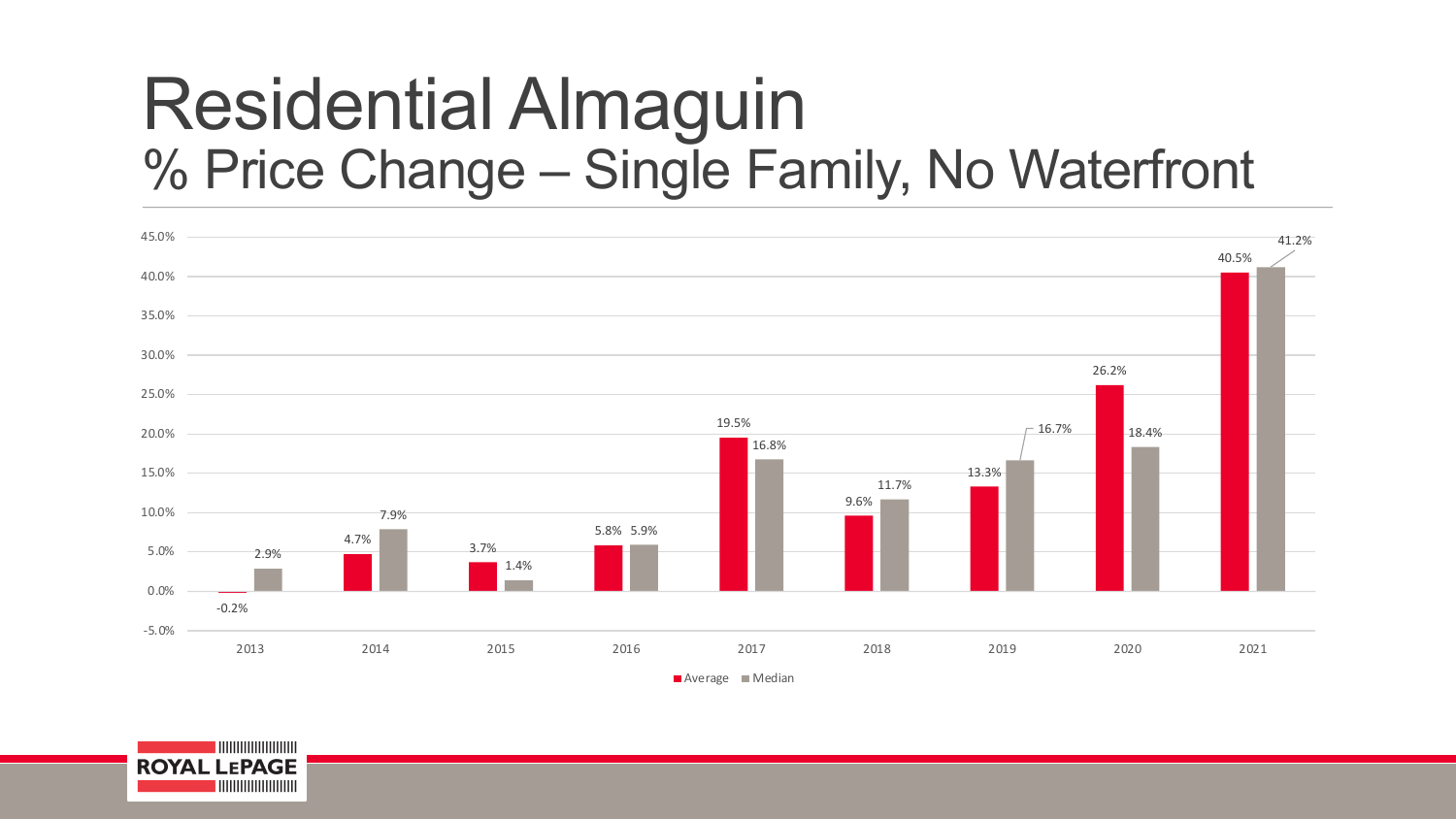# Residential Almaguin

## % Price Change – Single Family, No Waterfront

| Year | Average | Median |
|---|---|---|
| 2013 | -0.2% | 2.9% |
| 2014 | 4.7% | 7.9% |
| 2015 | 3.7% | 1.4% |
| 2016 | 5.8% | 5.9% |
| 2017 | 19.5% | 16.8% |
| 2018 | 9.6% | 11.7% |
| 2019 | 13.3% | 16.7% |
| 2020 | 26.2% | 18.4% |
| 2021 | 40.5% | 41.2% |

ROYAL LEPAGE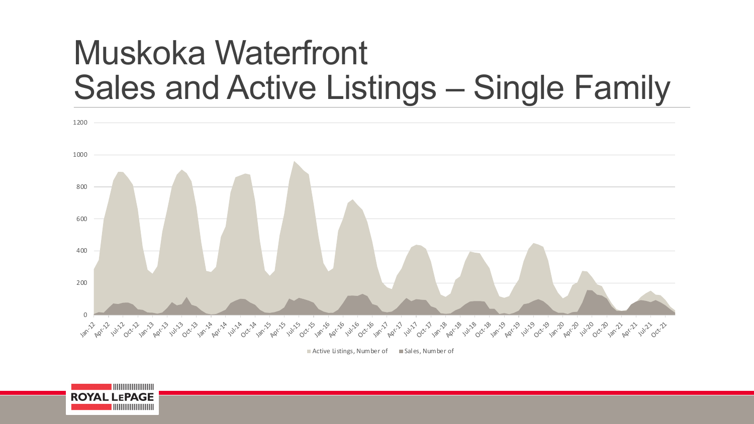# Muskoka Waterfront
# Sales and Active Listings – Single Family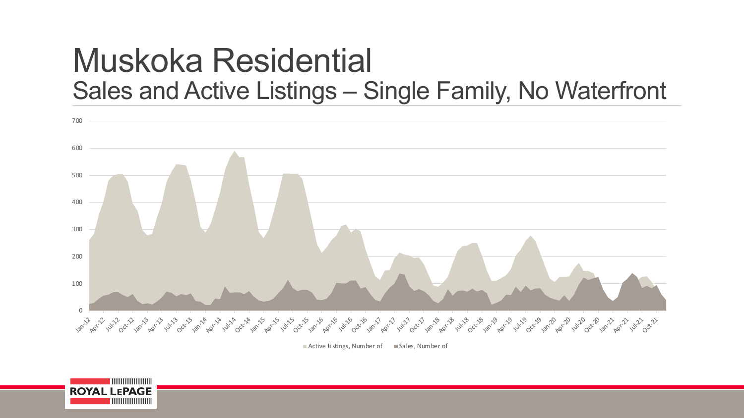# Muskoka Residential

## Sales and Active Listings – Single Family, No Waterfront

700

600

500

400

300

200

100

0

Jan-12 Apr-12 Jul-12 Oct-12 Jan-13 Apr-13 Jul-13 Oct-13 Jan-14 Apr-14 Jul-14 Oct-14 Jan-15 Apr-15 Jul-15 Oct-15 Jan-16 Apr-16 Jul-16 Oct-16 Jan-17 Apr-17 Jul-17 Oct-17 Jan-18 Apr-18 Jul-18 Oct-18 Jan-19 Apr-19 Jul-19 Oct-19 Jan-20 Apr-20 Jul-20 Oct-20 Jan-21 Apr-21 Jul-21 Oct-21

Active Listings, Number of    Sales, Number of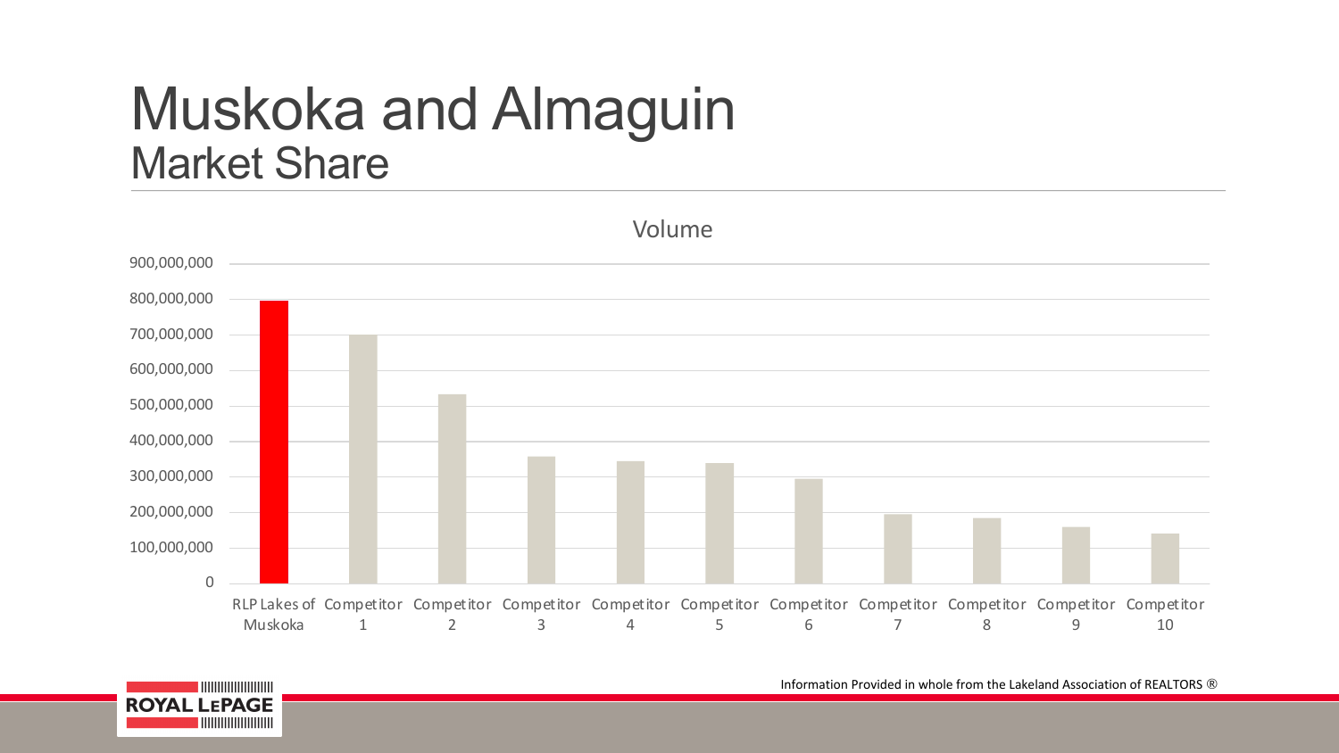# Muskoka and Almaguin
## Market Share

Volume

| | Volume |
|---|---|
| RLP Lakes of Muskoka | ~795,000,000 |
| Competitor 1 | ~700,000,000 |
| Competitor 2 | ~532,000,000 |
| Competitor 3 | ~357,000,000 |
| Competitor 4 | ~344,000,000 |
| Competitor 5 | ~338,000,000 |
| Competitor 6 | ~294,000,000 |
| Competitor 7 | ~195,000,000 |
| Competitor 8 | ~184,000,000 |
| Competitor 9 | ~159,000,000 |
| Competitor 10 | ~140,000,000 |

Information Provided in whole from the Lakeland Association of REALTORS ®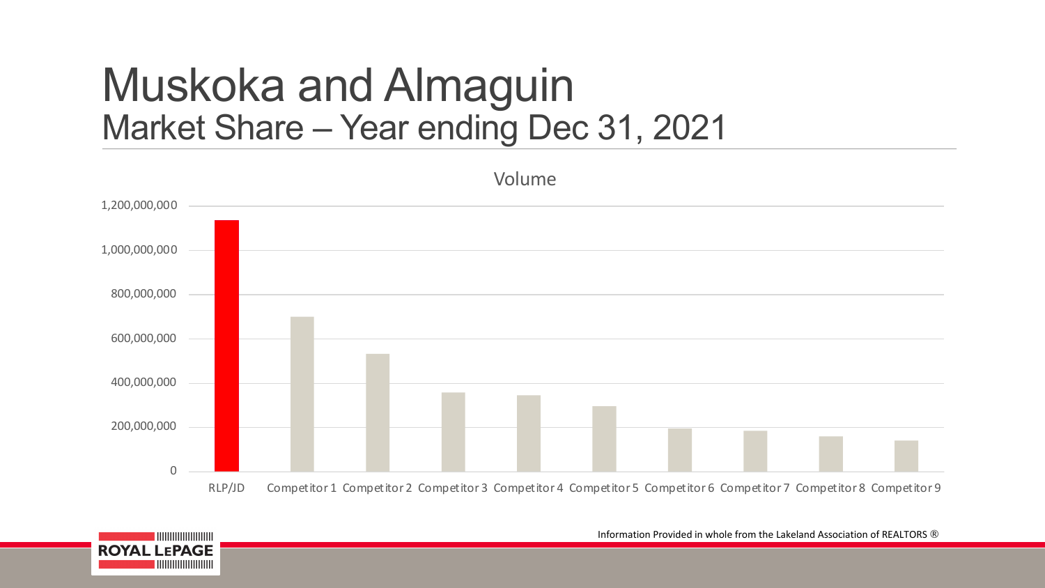# Muskoka and Almaguin

## Market Share – Year ending Dec 31, 2021

Volume

1,200,000,000
1,000,000,000
800,000,000
600,000,000
400,000,000
200,000,000
0

RLP/JD
Competitor 1
Competitor 2
Competitor 3
Competitor 4
Competitor 5
Competitor 6
Competitor 7
Competitor 8
Competitor 9

Information Provided in whole from the Lakeland Association of REALTORS ®

ROYAL LEPAGE